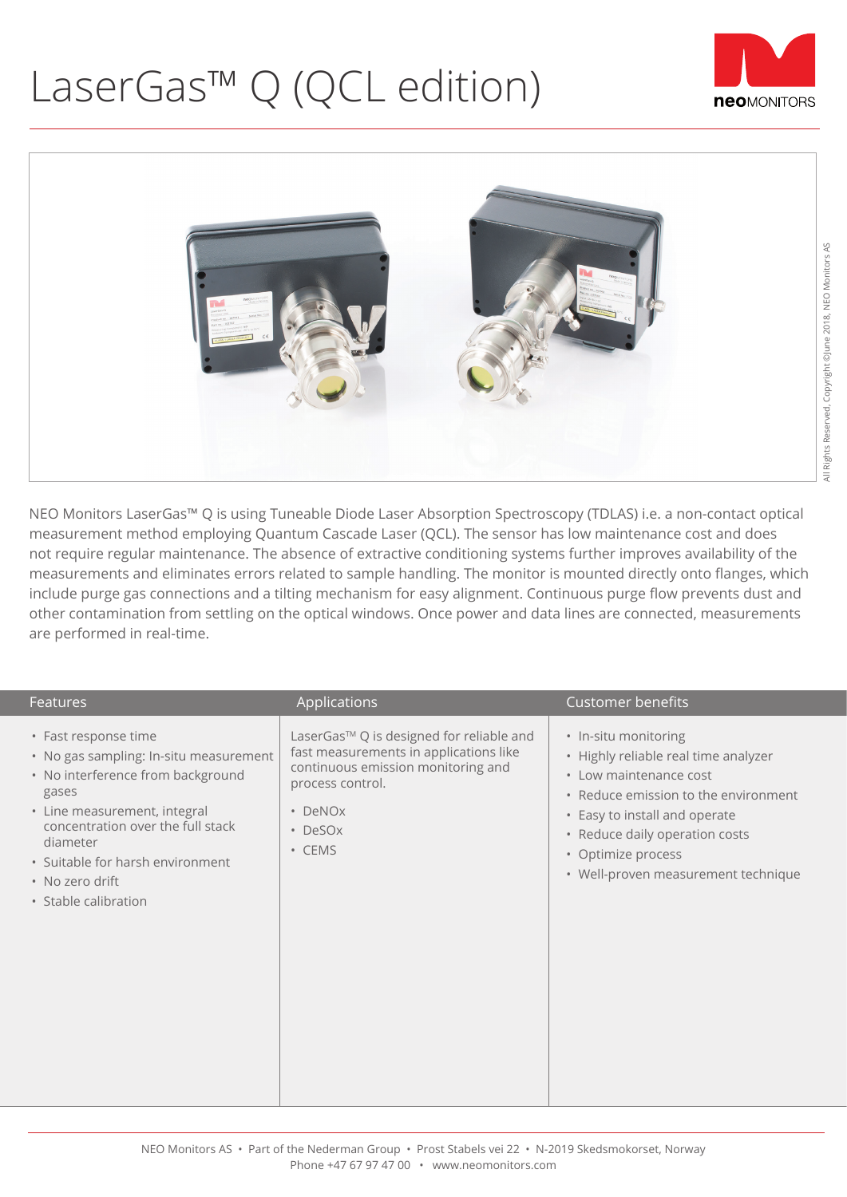# LaserGas™ Q (QCL edition)

NEO Monitors LaserGas™ Q is using Tuneable Diode Laser Absorption Spectroscopy (TDLAS) i.e. a non-contact optical measurement method employing Quantum Cascade Laser (QCL). The sensor has low maintenance cost and does not require regular maintenance. The absence of extractive conditioning systems further improves availability of the measurements and eliminates errors related to sample handling. The monitor is mounted directly onto flanges, which include purge gas connections and a tilting mechanism for easy alignment. Continuous purge flow prevents dust and other contamination from settling on the optical windows. Once power and data lines are connected, measurements are performed in real-time.

| Features | Applications | Customer benefits |
|---|---|---|
| • Fast response time<br>• No gas sampling: In-situ measurement<br>• No interference from background gases<br>• Line measurement, integral concentration over the full stack diameter<br>• Suitable for harsh environment<br>• No zero drift<br>• Stable calibration | LaserGas™ Q is designed for reliable and fast measurements in applications like continuous emission monitoring and process control.<br>• DeNOx<br>• DeSOx<br>• CEMS | • In-situ monitoring<br>• Highly reliable real time analyzer<br>• Low maintenance cost<br>• Reduce emission to the environment<br>• Easy to install and operate<br>• Reduce daily operation costs<br>• Optimize process<br>• Well-proven measurement technique |

NEO Monitors AS • Part of the Nederman Group • Prost Stabels vei 22 • N-2019 Skedsmokorset, Norway
Phone +47 67 97 47 00 • www.neomonitors.com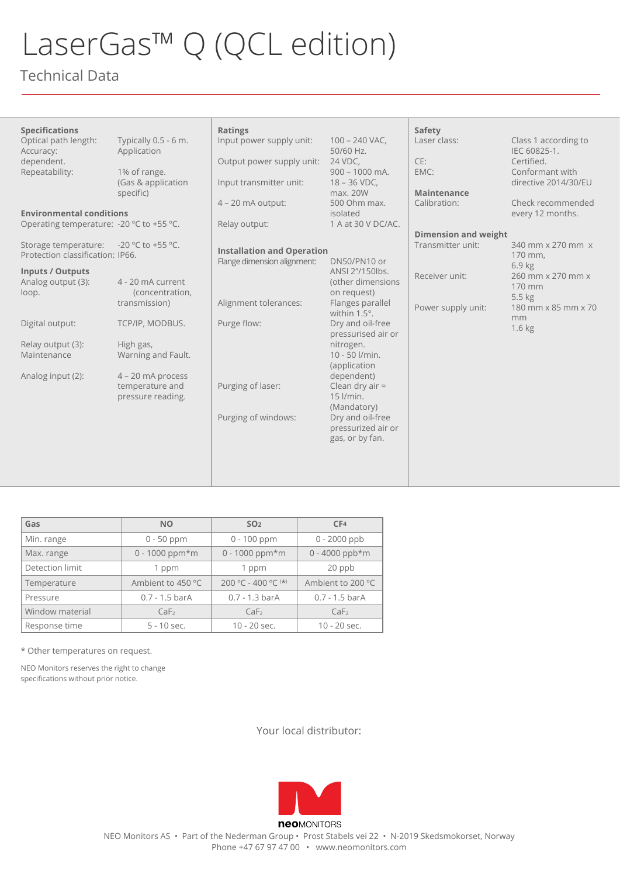# LaserGas™ Q (QCL edition)

## Technical Data

### Specifications

Optical path length: Typically 0.5 - 6 m.
Accuracy: Application dependent.
Repeatability: 1% of range. (Gas & application specific)

### Environmental conditions

Operating temperature: -20 °C to +55 °C.
Storage temperature: -20 °C to +55 °C.
Protection classification: IP66.

### Inputs / Outputs

Analog output (3): 4 - 20 mA current loop. (concentration, transmission)
Digital output: TCP/IP, MODBUS.
Relay output (3): High gas, Maintenance Warning and Fault.
Analog input (2): 4 – 20 mA process temperature and pressure reading.

### Ratings

Input power supply unit: 100 – 240 VAC, 50/60 Hz.
Output power supply unit: 24 VDC, 900 – 1000 mA.
Input transmitter unit: 18 – 36 VDC, max. 20W
4 – 20 mA output: 500 Ohm max. isolated
Relay output: 1 A at 30 V DC/AC.

### Installation and Operation

Flange dimension alignment: DN50/PN10 or ANSI 2"/150lbs. (other dimensions on request)
Alignment tolerances: Flanges parallel within 1.5°.
Purge flow: Dry and oil-free pressurised air or nitrogen. 10 - 50 l/min. (application dependent)
Purging of laser: Clean dry air ≈ 15 l/min. (Mandatory)
Purging of windows: Dry and oil-free pressurized air or gas, or by fan.

### Safety

Laser class: Class 1 according to IEC 60825-1.
CE: Certified.
EMC: Conformant with directive 2014/30/EU

### Maintenance

Calibration: Check recommended every 12 months.

### Dimension and weight

Transmitter unit: 340 mm x 270 mm x 170 mm, 6.9 kg
Receiver unit: 260 mm x 270 mm x 170 mm 5.5 kg
Power supply unit: 180 mm x 85 mm x 70 mm 1.6 kg

| Gas | NO | $SO_2$ | $CF_4$ |
|---|---|---|---|
| Min. range | 0 - 50 ppm | 0 - 100 ppm | 0 - 2000 ppb |
| Max. range | 0 - 1000 ppm*m | 0 - 1000 ppm*m | 0 - 4000 ppb*m |
| Detection limit | 1 ppm | 1 ppm | 20 ppb |
| Temperature | Ambient to 450 °C | 200 °C - 400 °C (*) | Ambient to 200 °C |
| Pressure | 0.7 - 1.5 barA | 0.7 - 1.3 barA | 0.7 - 1.5 barA |
| Window material | $CaF_2$ | $CaF_2$ | $CaF_2$ |
| Response time | 5 - 10 sec. | 10 - 20 sec. | 10 - 20 sec. |

* Other temperatures on request.

NEO Monitors reserves the right to change specifications without prior notice.

Your local distributor:

**neo**MONITORS

NEO Monitors AS • Part of the Nederman Group • Prost Stabels vei 22 • N-2019 Skedsmokorset, Norway
Phone +47 67 97 47 00 • www.neomonitors.com